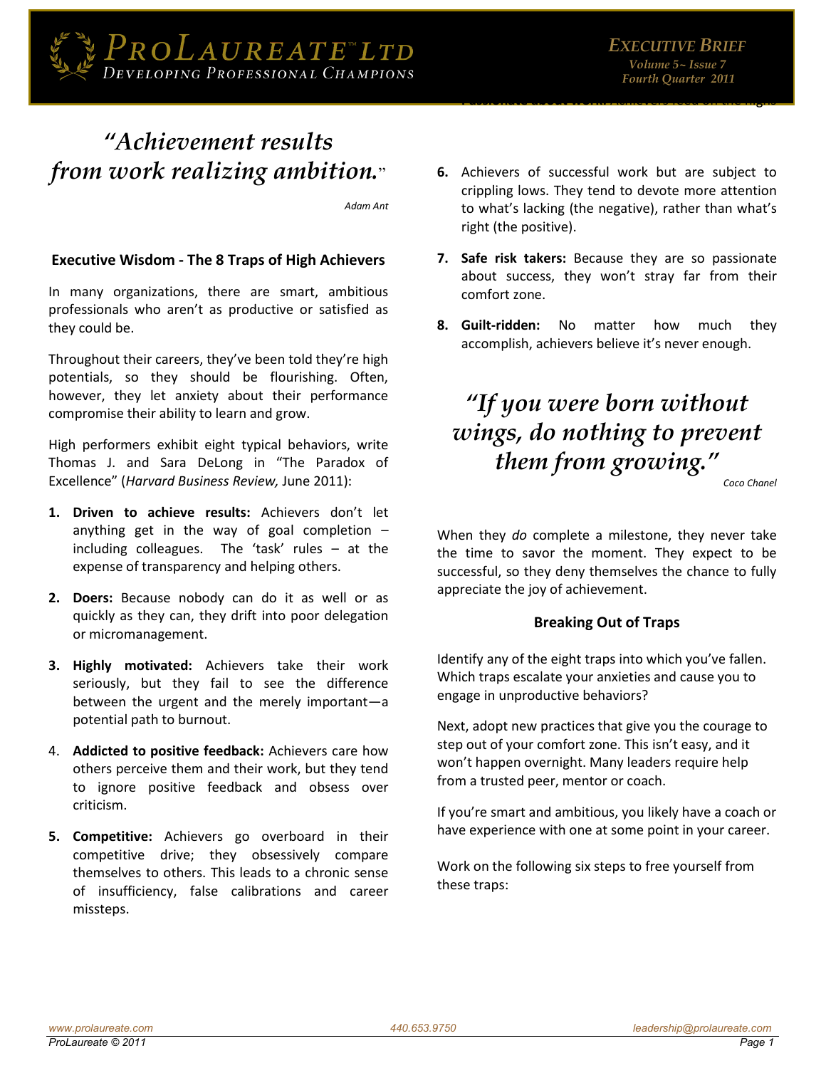ProLaureate™ Ltd — Developing Professional Champions

**Executive Brief**
*Volume 5~ Issue 7*
*Fourth Quarter 2011*

## *"Achievement results from work realizing ambition."*

*Adam Ant*

### Executive Wisdom - The 8 Traps of High Achievers

In many organizations, there are smart, ambitious professionals who aren't as productive or satisfied as they could be.

Throughout their careers, they've been told they're high potentials, so they should be flourishing. Often, however, they let anxiety about their performance compromise their ability to learn and grow.

High performers exhibit eight typical behaviors, write Thomas J. and Sara DeLong in "The Paradox of Excellence" (*Harvard Business Review,* June 2011):

1. **Driven to achieve results:** Achievers don't let anything get in the way of goal completion – including colleagues. The 'task' rules – at the expense of transparency and helping others.
2. **Doers:** Because nobody can do it as well or as quickly as they can, they drift into poor delegation or micromanagement.
3. **Highly motivated:** Achievers take their work seriously, but they fail to see the difference between the urgent and the merely important—a potential path to burnout.
4. **Addicted to positive feedback:** Achievers care how others perceive them and their work, but they tend to ignore positive feedback and obsess over criticism.
5. **Competitive:** Achievers go overboard in their competitive drive; they obsessively compare themselves to others. This leads to a chronic sense of insufficiency, false calibrations and career missteps.
6. Achievers of successful work but are subject to crippling lows. They tend to devote more attention to what's lacking (the negative), rather than what's right (the positive).
7. **Safe risk takers:** Because they are so passionate about success, they won't stray far from their comfort zone.
8. **Guilt-ridden:** No matter how much they accomplish, achievers believe it's never enough.

## *"If you were born without wings, do nothing to prevent them from growing."*

*Coco Chanel*

When they *do* complete a milestone, they never take the time to savor the moment. They expect to be successful, so they deny themselves the chance to fully appreciate the joy of achievement.

### Breaking Out of Traps

Identify any of the eight traps into which you've fallen. Which traps escalate your anxieties and cause you to engage in unproductive behaviors?

Next, adopt new practices that give you the courage to step out of your comfort zone. This isn't easy, and it won't happen overnight. Many leaders require help from a trusted peer, mentor or coach.

If you're smart and ambitious, you likely have a coach or have experience with one at some point in your career.

Work on the following six steps to free yourself from these traps:

www.prolaureate.com | 440.653.9750 | leadership@prolaureate.com

ProLaureate © 2011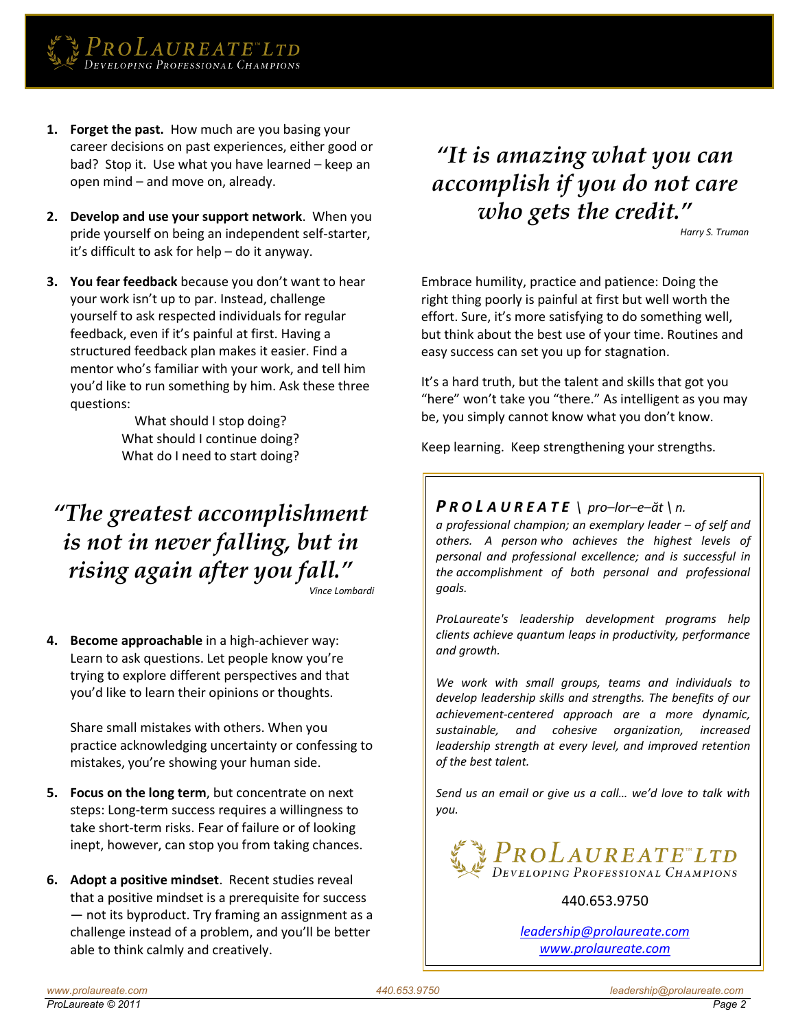1. **Forget the past.** How much are you basing your career decisions on past experiences, either good or bad? Stop it. Use what you have learned – keep an open mind – and move on, already.

2. **Develop and use your support network**. When you pride yourself on being an independent self-starter, it's difficult to ask for help – do it anyway.

3. **You fear feedback** because you don't want to hear your work isn't up to par. Instead, challenge yourself to ask respected individuals for regular feedback, even if it's painful at first. Having a structured feedback plan makes it easier. Find a mentor who's familiar with your work, and tell him you'd like to run something by him. Ask these three questions:

   What should I stop doing?
   What should I continue doing?
   What do I need to start doing?

> *"The greatest accomplishment is not in never falling, but in rising again after you fall."*
>
> *Vince Lombardi*

4. **Become approachable** in a high-achiever way: Learn to ask questions. Let people know you're trying to explore different perspectives and that you'd like to learn their opinions or thoughts.

   Share small mistakes with others. When you practice acknowledging uncertainty or confessing to mistakes, you're showing your human side.

5. **Focus on the long term**, but concentrate on next steps: Long-term success requires a willingness to take short-term risks. Fear of failure or of looking inept, however, can stop you from taking chances.

6. **Adopt a positive mindset**. Recent studies reveal that a positive mindset is a prerequisite for success — not its byproduct. Try framing an assignment as a challenge instead of a problem, and you'll be better able to think calmly and creatively.

> *"It is amazing what you can accomplish if you do not care who gets the credit."*
>
> *Harry S. Truman*

Embrace humility, practice and patience: Doing the right thing poorly is painful at first but well worth the effort. Sure, it's more satisfying to do something well, but think about the best use of your time. Routines and easy success can set you up for stagnation.

It's a hard truth, but the talent and skills that got you "here" won't take you "there." As intelligent as you may be, you simply cannot know what you don't know.

Keep learning. Keep strengthening your strengths.

***PROLAUREATE** \ pro–lor–e–ăt \ n.*

*a professional champion; an exemplary leader – of self and others. A person who achieves the highest levels of personal and professional excellence; and is successful in the accomplishment of both personal and professional goals.*

*ProLaureate's leadership development programs help clients achieve quantum leaps in productivity, performance and growth.*

*We work with small groups, teams and individuals to develop leadership skills and strengths. The benefits of our achievement-centered approach are a more dynamic, sustainable, and cohesive organization, increased leadership strength at every level, and improved retention of the best talent.*

*Send us an email or give us a call… we'd love to talk with you.*

ProLaureate™ Ltd
Developing Professional Champions

440.653.9750

leadership@prolaureate.com
www.prolaureate.com